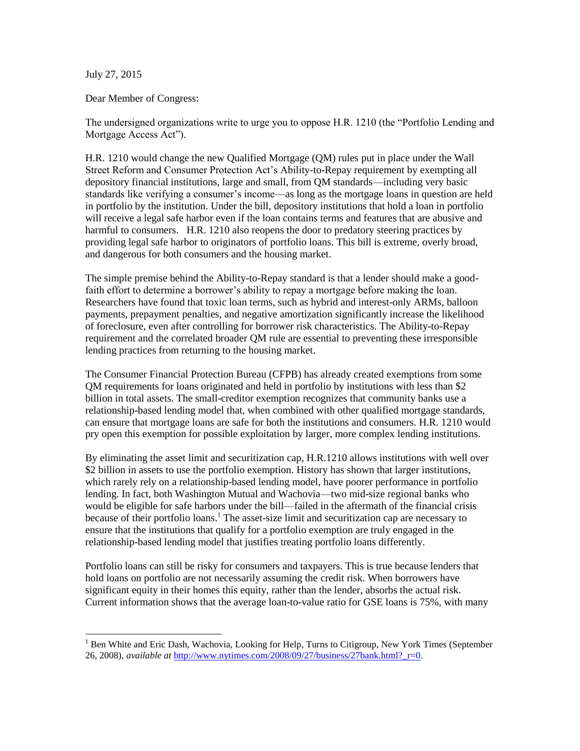July 27, 2015

Dear Member of Congress:

The undersigned organizations write to urge you to oppose H.R. 1210 (the "Portfolio Lending and Mortgage Access Act").

H.R. 1210 would change the new Qualified Mortgage (QM) rules put in place under the Wall Street Reform and Consumer Protection Act's Ability-to-Repay requirement by exempting all depository financial institutions, large and small, from QM standards—including very basic standards like verifying a consumer's income—as long as the mortgage loans in question are held in portfolio by the institution. Under the bill, depository institutions that hold a loan in portfolio will receive a legal safe harbor even if the loan contains terms and features that are abusive and harmful to consumers. H.R. 1210 also reopens the door to predatory steering practices by providing legal safe harbor to originators of portfolio loans. This bill is extreme, overly broad, and dangerous for both consumers and the housing market.

The simple premise behind the Ability-to-Repay standard is that a lender should make a good-faith effort to determine a borrower's ability to repay a mortgage before making the loan. Researchers have found that toxic loan terms, such as hybrid and interest-only ARMs, balloon payments, prepayment penalties, and negative amortization significantly increase the likelihood of foreclosure, even after controlling for borrower risk characteristics. The Ability-to-Repay requirement and the correlated broader QM rule are essential to preventing these irresponsible lending practices from returning to the housing market.

The Consumer Financial Protection Bureau (CFPB) has already created exemptions from some QM requirements for loans originated and held in portfolio by institutions with less than $2 billion in total assets. The small-creditor exemption recognizes that community banks use a relationship-based lending model that, when combined with other qualified mortgage standards, can ensure that mortgage loans are safe for both the institutions and consumers. H.R. 1210 would pry open this exemption for possible exploitation by larger, more complex lending institutions.

By eliminating the asset limit and securitization cap, H.R.1210 allows institutions with well over $2 billion in assets to use the portfolio exemption. History has shown that larger institutions, which rarely rely on a relationship-based lending model, have poorer performance in portfolio lending. In fact, both Washington Mutual and Wachovia—two mid-size regional banks who would be eligible for safe harbors under the bill—failed in the aftermath of the financial crisis because of their portfolio loans.[1] The asset-size limit and securitization cap are necessary to ensure that the institutions that qualify for a portfolio exemption are truly engaged in the relationship-based lending model that justifies treating portfolio loans differently.

Portfolio loans can still be risky for consumers and taxpayers. This is true because lenders that hold loans on portfolio are not necessarily assuming the credit risk. When borrowers have significant equity in their homes this equity, rather than the lender, absorbs the actual risk. Current information shows that the average loan-to-value ratio for GSE loans is 75%, with many

---

[1] Ben White and Eric Dash, Wachovia, Looking for Help, Turns to Citigroup, New York Times (September 26, 2008), *available at* http://www.nytimes.com/2008/09/27/business/27bank.html?_r=0.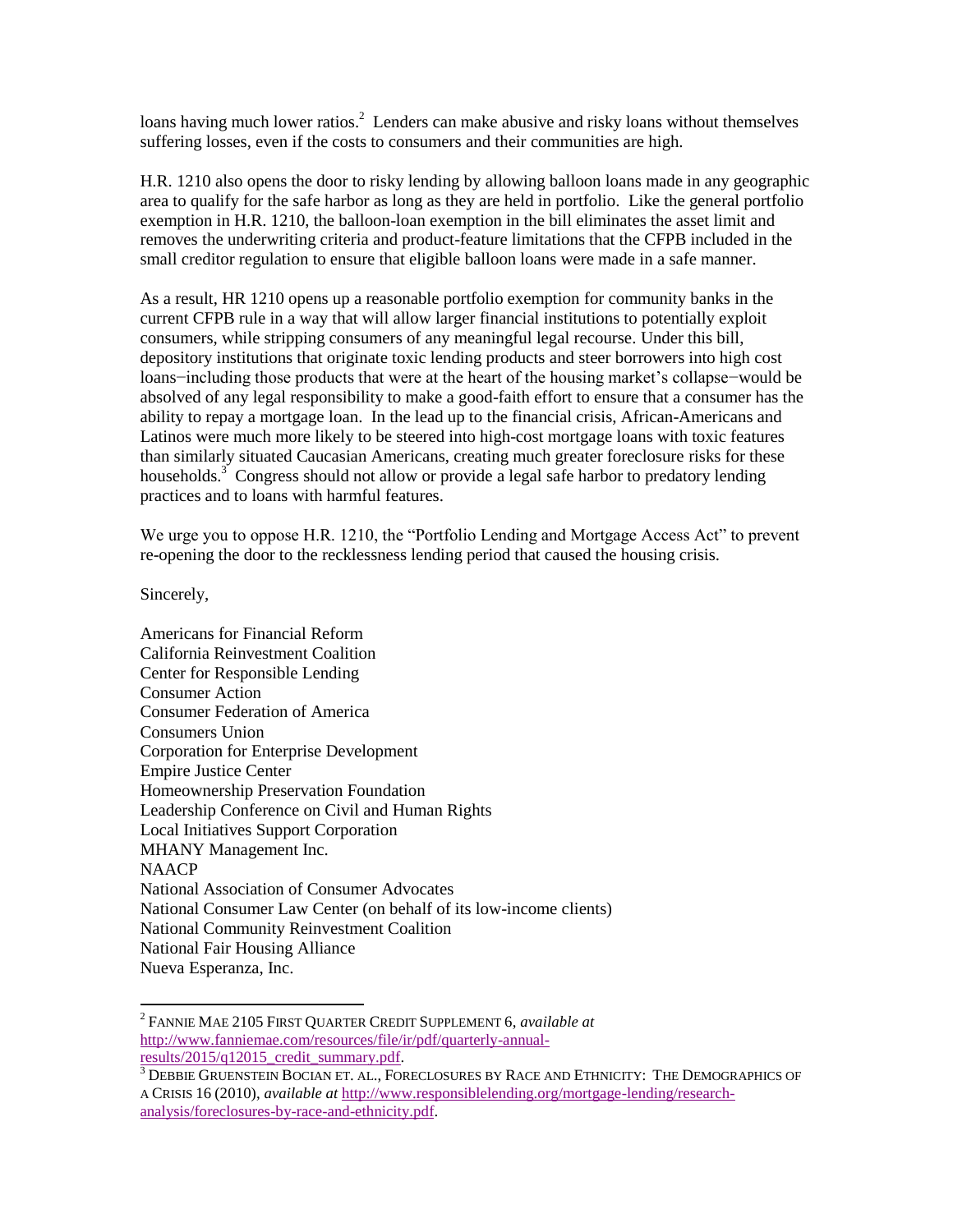loans having much lower ratios.[2] Lenders can make abusive and risky loans without themselves suffering losses, even if the costs to consumers and their communities are high.

H.R. 1210 also opens the door to risky lending by allowing balloon loans made in any geographic area to qualify for the safe harbor as long as they are held in portfolio. Like the general portfolio exemption in H.R. 1210, the balloon-loan exemption in the bill eliminates the asset limit and removes the underwriting criteria and product-feature limitations that the CFPB included in the small creditor regulation to ensure that eligible balloon loans were made in a safe manner.

As a result, HR 1210 opens up a reasonable portfolio exemption for community banks in the current CFPB rule in a way that will allow larger financial institutions to potentially exploit consumers, while stripping consumers of any meaningful legal recourse. Under this bill, depository institutions that originate toxic lending products and steer borrowers into high cost loans–including those products that were at the heart of the housing market's collapse–would be absolved of any legal responsibility to make a good-faith effort to ensure that a consumer has the ability to repay a mortgage loan. In the lead up to the financial crisis, African-Americans and Latinos were much more likely to be steered into high-cost mortgage loans with toxic features than similarly situated Caucasian Americans, creating much greater foreclosure risks for these households.[3] Congress should not allow or provide a legal safe harbor to predatory lending practices and to loans with harmful features.

We urge you to oppose H.R. 1210, the "Portfolio Lending and Mortgage Access Act" to prevent re-opening the door to the recklessness lending period that caused the housing crisis.

Sincerely,

Americans for Financial Reform
California Reinvestment Coalition
Center for Responsible Lending
Consumer Action
Consumer Federation of America
Consumers Union
Corporation for Enterprise Development
Empire Justice Center
Homeownership Preservation Foundation
Leadership Conference on Civil and Human Rights
Local Initiatives Support Corporation
MHANY Management Inc.
NAACP
National Association of Consumer Advocates
National Consumer Law Center (on behalf of its low-income clients)
National Community Reinvestment Coalition
National Fair Housing Alliance
Nueva Esperanza, Inc.

---

[2] FANNIE MAE 2105 FIRST QUARTER CREDIT SUPPLEMENT 6, *available at* http://www.fanniemae.com/resources/file/ir/pdf/quarterly-annual-results/2015/q12015_credit_summary.pdf.

[3] DEBBIE GRUENSTEIN BOCIAN ET. AL., FORECLOSURES BY RACE AND ETHNICITY: THE DEMOGRAPHICS OF A CRISIS 16 (2010), *available at* http://www.responsiblelending.org/mortgage-lending/research-analysis/foreclosures-by-race-and-ethnicity.pdf.